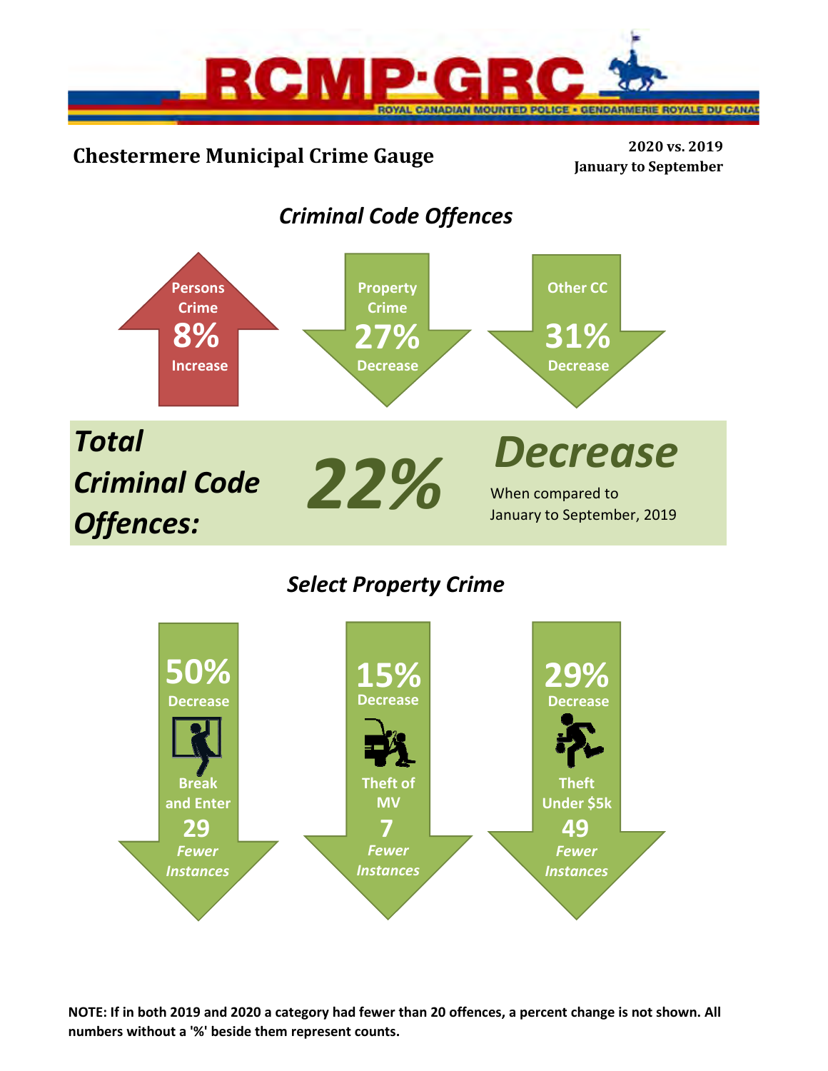# Chestermere Municipal Crime Gauge

**2020 vs. 2019**
**January to September**

## *Criminal Code Offences*

**Persons Crime**
**8%**
**Increase**

**Property Crime**
**27%**
**Decrease**

**Other CC**
**31%**
**Decrease**

***Total Criminal Code Offences:*** ***22%*** ***Decrease***

When compared to January to September, 2019

## *Select Property Crime*

**50%**
**Decrease**
**Break and Enter**
**29**
***Fewer Instances***

**15%**
**Decrease**
**Theft of MV**
**7**
***Fewer Instances***

**29%**
**Decrease**
**Theft Under $5k**
**49**
***Fewer Instances***

**NOTE: If in both 2019 and 2020 a category had fewer than 20 offences, a percent change is not shown. All numbers without a '%' beside them represent counts.**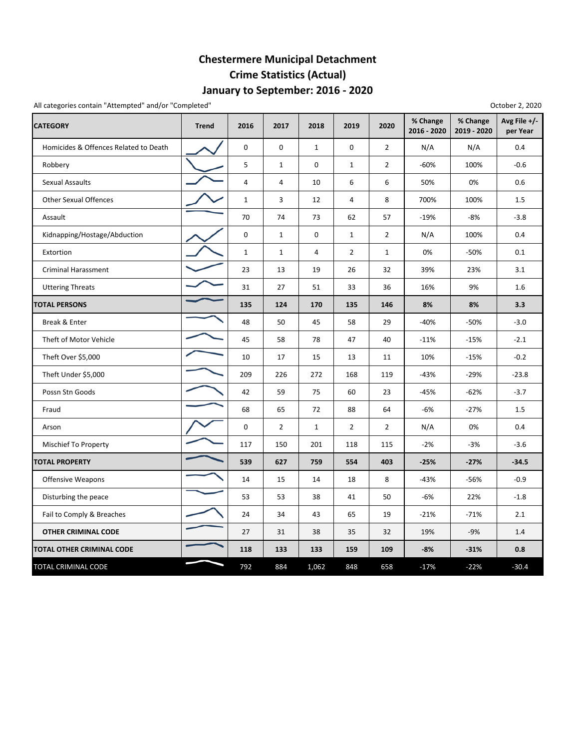# Chestermere Municipal Detachment
## Crime Statistics (Actual)
## January to September: 2016 - 2020

All categories contain "Attempted" and/or "Completed"

October 2, 2020

| CATEGORY | Trend | 2016 | 2017 | 2018 | 2019 | 2020 | % Change 2016 - 2020 | % Change 2019 - 2020 | Avg File +/- per Year |
|---|---|---|---|---|---|---|---|---|---|
| Homicides & Offences Related to Death | | 0 | 0 | 1 | 0 | 2 | N/A | N/A | 0.4 |
| Robbery | | 5 | 1 | 0 | 1 | 2 | -60% | 100% | -0.6 |
| Sexual Assaults | | 4 | 4 | 10 | 6 | 6 | 50% | 0% | 0.6 |
| Other Sexual Offences | | 1 | 3 | 12 | 4 | 8 | 700% | 100% | 1.5 |
| Assault | | 70 | 74 | 73 | 62 | 57 | -19% | -8% | -3.8 |
| Kidnapping/Hostage/Abduction | | 0 | 1 | 0 | 1 | 2 | N/A | 100% | 0.4 |
| Extortion | | 1 | 1 | 4 | 2 | 1 | 0% | -50% | 0.1 |
| Criminal Harassment | | 23 | 13 | 19 | 26 | 32 | 39% | 23% | 3.1 |
| Uttering Threats | | 31 | 27 | 51 | 33 | 36 | 16% | 9% | 1.6 |
| **TOTAL PERSONS** | | **135** | **124** | **170** | **135** | **146** | **8%** | **8%** | **3.3** |
| Break & Enter | | 48 | 50 | 45 | 58 | 29 | -40% | -50% | -3.0 |
| Theft of Motor Vehicle | | 45 | 58 | 78 | 47 | 40 | -11% | -15% | -2.1 |
| Theft Over $5,000 | | 10 | 17 | 15 | 13 | 11 | 10% | -15% | -0.2 |
| Theft Under $5,000 | | 209 | 226 | 272 | 168 | 119 | -43% | -29% | -23.8 |
| Possn Stn Goods | | 42 | 59 | 75 | 60 | 23 | -45% | -62% | -3.7 |
| Fraud | | 68 | 65 | 72 | 88 | 64 | -6% | -27% | 1.5 |
| Arson | | 0 | 2 | 1 | 2 | 2 | N/A | 0% | 0.4 |
| Mischief To Property | | 117 | 150 | 201 | 118 | 115 | -2% | -3% | -3.6 |
| **TOTAL PROPERTY** | | **539** | **627** | **759** | **554** | **403** | **-25%** | **-27%** | **-34.5** |
| Offensive Weapons | | 14 | 15 | 14 | 18 | 8 | -43% | -56% | -0.9 |
| Disturbing the peace | | 53 | 53 | 38 | 41 | 50 | -6% | 22% | -1.8 |
| Fail to Comply & Breaches | | 24 | 34 | 43 | 65 | 19 | -21% | -71% | 2.1 |
| **OTHER CRIMINAL CODE** | | 27 | 31 | 38 | 35 | 32 | 19% | -9% | 1.4 |
| **TOTAL OTHER CRIMINAL CODE** | | **118** | **133** | **133** | **159** | **109** | **-8%** | **-31%** | **0.8** |
| TOTAL CRIMINAL CODE | | 792 | 884 | 1,062 | 848 | 658 | -17% | -22% | -30.4 |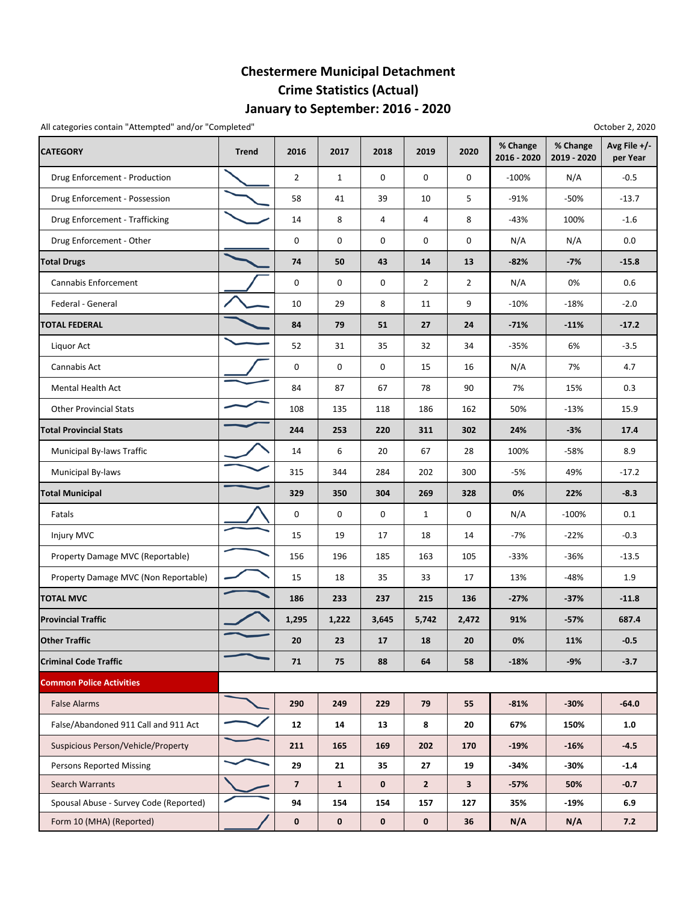# Chestermere Municipal Detachment
## Crime Statistics (Actual)
## January to September: 2016 - 2020

All categories contain "Attempted" and/or "Completed"

October 2, 2020

| CATEGORY | Trend | 2016 | 2017 | 2018 | 2019 | 2020 | % Change 2016 - 2020 | % Change 2019 - 2020 | Avg File +/- per Year |
|---|---|---|---|---|---|---|---|---|---|
| Drug Enforcement - Production | | 2 | 1 | 0 | 0 | 0 | -100% | N/A | -0.5 |
| Drug Enforcement - Possession | | 58 | 41 | 39 | 10 | 5 | -91% | -50% | -13.7 |
| Drug Enforcement - Trafficking | | 14 | 8 | 4 | 4 | 8 | -43% | 100% | -1.6 |
| Drug Enforcement - Other | | 0 | 0 | 0 | 0 | 0 | N/A | N/A | 0.0 |
| **Total Drugs** | | **74** | **50** | **43** | **14** | **13** | **-82%** | **-7%** | **-15.8** |
| Cannabis Enforcement | | 0 | 0 | 0 | 2 | 2 | N/A | 0% | 0.6 |
| Federal - General | | 10 | 29 | 8 | 11 | 9 | -10% | -18% | -2.0 |
| **TOTAL FEDERAL** | | **84** | **79** | **51** | **27** | **24** | **-71%** | **-11%** | **-17.2** |
| Liquor Act | | 52 | 31 | 35 | 32 | 34 | -35% | 6% | -3.5 |
| Cannabis Act | | 0 | 0 | 0 | 15 | 16 | N/A | 7% | 4.7 |
| Mental Health Act | | 84 | 87 | 67 | 78 | 90 | 7% | 15% | 0.3 |
| Other Provincial Stats | | 108 | 135 | 118 | 186 | 162 | 50% | -13% | 15.9 |
| **Total Provincial Stats** | | **244** | **253** | **220** | **311** | **302** | **24%** | **-3%** | **17.4** |
| Municipal By-laws Traffic | | 14 | 6 | 20 | 67 | 28 | 100% | -58% | 8.9 |
| Municipal By-laws | | 315 | 344 | 284 | 202 | 300 | -5% | 49% | -17.2 |
| **Total Municipal** | | **329** | **350** | **304** | **269** | **328** | **0%** | **22%** | **-8.3** |
| Fatals | | 0 | 0 | 0 | 1 | 0 | N/A | -100% | 0.1 |
| Injury MVC | | 15 | 19 | 17 | 18 | 14 | -7% | -22% | -0.3 |
| Property Damage MVC (Reportable) | | 156 | 196 | 185 | 163 | 105 | -33% | -36% | -13.5 |
| Property Damage MVC (Non Reportable) | | 15 | 18 | 35 | 33 | 17 | 13% | -48% | 1.9 |
| **TOTAL MVC** | | **186** | **233** | **237** | **215** | **136** | **-27%** | **-37%** | **-11.8** |
| **Provincial Traffic** | | **1,295** | **1,222** | **3,645** | **5,742** | **2,472** | **91%** | **-57%** | **687.4** |
| **Other Traffic** | | **20** | **23** | **17** | **18** | **20** | **0%** | **11%** | **-0.5** |
| **Criminal Code Traffic** | | **71** | **75** | **88** | **64** | **58** | **-18%** | **-9%** | **-3.7** |
| **Common Police Activities** | | | | | | | | | |
| False Alarms | | **290** | **249** | **229** | **79** | **55** | **-81%** | **-30%** | **-64.0** |
| False/Abandoned 911 Call and 911 Act | | **12** | **14** | **13** | **8** | **20** | **67%** | **150%** | **1.0** |
| Suspicious Person/Vehicle/Property | | **211** | **165** | **169** | **202** | **170** | **-19%** | **-16%** | **-4.5** |
| Persons Reported Missing | | **29** | **21** | **35** | **27** | **19** | **-34%** | **-30%** | **-1.4** |
| Search Warrants | | **7** | **1** | **0** | **2** | **3** | **-57%** | **50%** | **-0.7** |
| Spousal Abuse - Survey Code (Reported) | | **94** | **154** | **154** | **157** | **127** | **35%** | **-19%** | **6.9** |
| Form 10 (MHA) (Reported) | | **0** | **0** | **0** | **0** | **36** | **N/A** | **N/A** | **7.2** |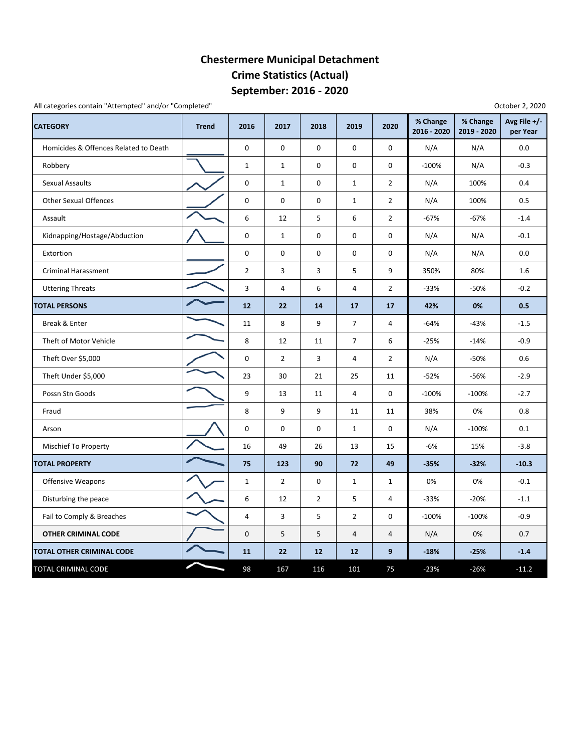# Chestermere Municipal Detachment
# Crime Statistics (Actual)
# September: 2016 - 2020

All categories contain "Attempted" and/or "Completed"

October 2, 2020

| CATEGORY | Trend | 2016 | 2017 | 2018 | 2019 | 2020 | % Change 2016 - 2020 | % Change 2019 - 2020 | Avg File +/- per Year |
|---|---|---|---|---|---|---|---|---|---|
| Homicides & Offences Related to Death | | 0 | 0 | 0 | 0 | 0 | N/A | N/A | 0.0 |
| Robbery | | 1 | 1 | 0 | 0 | 0 | -100% | N/A | -0.3 |
| Sexual Assaults | | 0 | 1 | 0 | 1 | 2 | N/A | 100% | 0.4 |
| Other Sexual Offences | | 0 | 0 | 0 | 1 | 2 | N/A | 100% | 0.5 |
| Assault | | 6 | 12 | 5 | 6 | 2 | -67% | -67% | -1.4 |
| Kidnapping/Hostage/Abduction | | 0 | 1 | 0 | 0 | 0 | N/A | N/A | -0.1 |
| Extortion | | 0 | 0 | 0 | 0 | 0 | N/A | N/A | 0.0 |
| Criminal Harassment | | 2 | 3 | 3 | 5 | 9 | 350% | 80% | 1.6 |
| Uttering Threats | | 3 | 4 | 6 | 4 | 2 | -33% | -50% | -0.2 |
| **TOTAL PERSONS** | | **12** | **22** | **14** | **17** | **17** | **42%** | **0%** | **0.5** |
| Break & Enter | | 11 | 8 | 9 | 7 | 4 | -64% | -43% | -1.5 |
| Theft of Motor Vehicle | | 8 | 12 | 11 | 7 | 6 | -25% | -14% | -0.9 |
| Theft Over $5,000 | | 0 | 2 | 3 | 4 | 2 | N/A | -50% | 0.6 |
| Theft Under $5,000 | | 23 | 30 | 21 | 25 | 11 | -52% | -56% | -2.9 |
| Possn Stn Goods | | 9 | 13 | 11 | 4 | 0 | -100% | -100% | -2.7 |
| Fraud | | 8 | 9 | 9 | 11 | 11 | 38% | 0% | 0.8 |
| Arson | | 0 | 0 | 0 | 1 | 0 | N/A | -100% | 0.1 |
| Mischief To Property | | 16 | 49 | 26 | 13 | 15 | -6% | 15% | -3.8 |
| **TOTAL PROPERTY** | | **75** | **123** | **90** | **72** | **49** | **-35%** | **-32%** | **-10.3** |
| Offensive Weapons | | 1 | 2 | 0 | 1 | 1 | 0% | 0% | -0.1 |
| Disturbing the peace | | 6 | 12 | 2 | 5 | 4 | -33% | -20% | -1.1 |
| Fail to Comply & Breaches | | 4 | 3 | 5 | 2 | 0 | -100% | -100% | -0.9 |
| **OTHER CRIMINAL CODE** | | 0 | 5 | 5 | 4 | 4 | N/A | 0% | 0.7 |
| **TOTAL OTHER CRIMINAL CODE** | | **11** | **22** | **12** | **12** | **9** | **-18%** | **-25%** | **-1.4** |
| TOTAL CRIMINAL CODE | | 98 | 167 | 116 | 101 | 75 | -23% | -26% | -11.2 |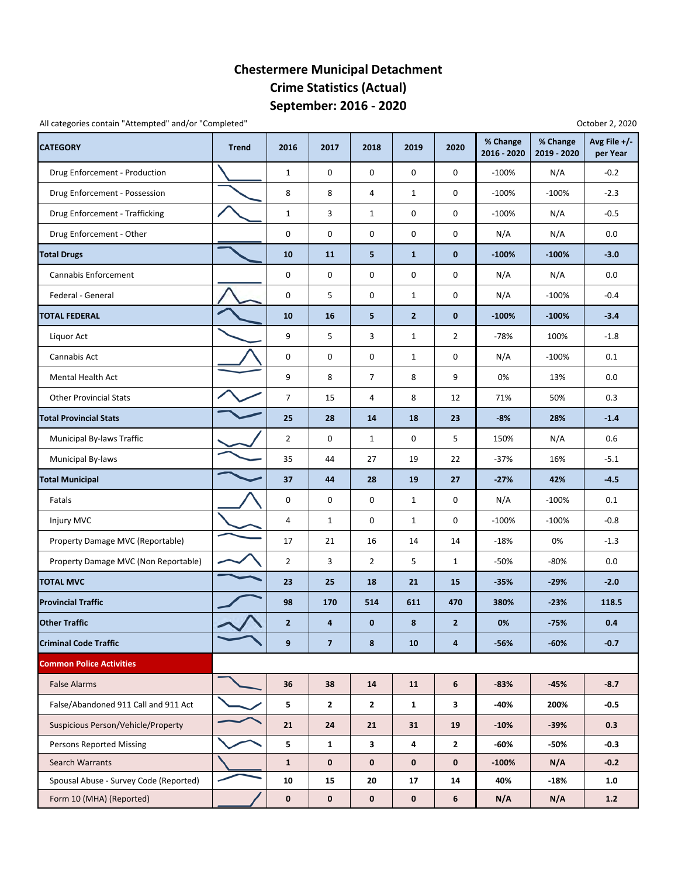# Chestermere Municipal Detachment
# Crime Statistics (Actual)
# September: 2016 - 2020

All categories contain "Attempted" and/or "Completed"

October 2, 2020

| CATEGORY | Trend | 2016 | 2017 | 2018 | 2019 | 2020 | % Change 2016 - 2020 | % Change 2019 - 2020 | Avg File +/- per Year |
|---|---|---|---|---|---|---|---|---|---|
| Drug Enforcement - Production | | 1 | 0 | 0 | 0 | 0 | -100% | N/A | -0.2 |
| Drug Enforcement - Possession | | 8 | 8 | 4 | 1 | 0 | -100% | -100% | -2.3 |
| Drug Enforcement - Trafficking | | 1 | 3 | 1 | 0 | 0 | -100% | N/A | -0.5 |
| Drug Enforcement - Other | | 0 | 0 | 0 | 0 | 0 | N/A | N/A | 0.0 |
| **Total Drugs** | | **10** | **11** | **5** | **1** | **0** | **-100%** | **-100%** | **-3.0** |
| Cannabis Enforcement | | 0 | 0 | 0 | 0 | 0 | N/A | N/A | 0.0 |
| Federal - General | | 0 | 5 | 0 | 1 | 0 | N/A | -100% | -0.4 |
| **TOTAL FEDERAL** | | **10** | **16** | **5** | **2** | **0** | **-100%** | **-100%** | **-3.4** |
| Liquor Act | | 9 | 5 | 3 | 1 | 2 | -78% | 100% | -1.8 |
| Cannabis Act | | 0 | 0 | 0 | 1 | 0 | N/A | -100% | 0.1 |
| Mental Health Act | | 9 | 8 | 7 | 8 | 9 | 0% | 13% | 0.0 |
| Other Provincial Stats | | 7 | 15 | 4 | 8 | 12 | 71% | 50% | 0.3 |
| **Total Provincial Stats** | | **25** | **28** | **14** | **18** | **23** | **-8%** | **28%** | **-1.4** |
| Municipal By-laws Traffic | | 2 | 0 | 1 | 0 | 5 | 150% | N/A | 0.6 |
| Municipal By-laws | | 35 | 44 | 27 | 19 | 22 | -37% | 16% | -5.1 |
| **Total Municipal** | | **37** | **44** | **28** | **19** | **27** | **-27%** | **42%** | **-4.5** |
| Fatals | | 0 | 0 | 0 | 1 | 0 | N/A | -100% | 0.1 |
| Injury MVC | | 4 | 1 | 0 | 1 | 0 | -100% | -100% | -0.8 |
| Property Damage MVC (Reportable) | | 17 | 21 | 16 | 14 | 14 | -18% | 0% | -1.3 |
| Property Damage MVC (Non Reportable) | | 2 | 3 | 2 | 5 | 1 | -50% | -80% | 0.0 |
| **TOTAL MVC** | | **23** | **25** | **18** | **21** | **15** | **-35%** | **-29%** | **-2.0** |
| **Provincial Traffic** | | **98** | **170** | **514** | **611** | **470** | **380%** | **-23%** | **118.5** |
| **Other Traffic** | | **2** | **4** | **0** | **8** | **2** | **0%** | **-75%** | **0.4** |
| **Criminal Code Traffic** | | **9** | **7** | **8** | **10** | **4** | **-56%** | **-60%** | **-0.7** |
| **Common Police Activities** | | | | | | | | | |
| False Alarms | | **36** | **38** | **14** | **11** | **6** | **-83%** | **-45%** | **-8.7** |
| False/Abandoned 911 Call and 911 Act | | **5** | **2** | **2** | **1** | **3** | **-40%** | **200%** | **-0.5** |
| Suspicious Person/Vehicle/Property | | **21** | **24** | **21** | **31** | **19** | **-10%** | **-39%** | **0.3** |
| Persons Reported Missing | | **5** | **1** | **3** | **4** | **2** | **-60%** | **-50%** | **-0.3** |
| Search Warrants | | **1** | **0** | **0** | **0** | **0** | **-100%** | **N/A** | **-0.2** |
| Spousal Abuse - Survey Code (Reported) | | **10** | **15** | **20** | **17** | **14** | **40%** | **-18%** | **1.0** |
| Form 10 (MHA) (Reported) | | **0** | **0** | **0** | **0** | **6** | **N/A** | **N/A** | **1.2** |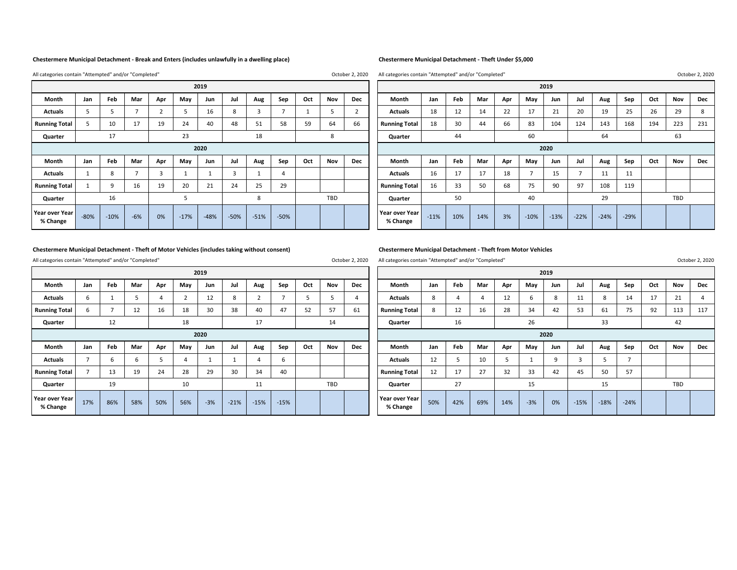**Chestermere Municipal Detachment - Break and Enters (includes unlawfully in a dwelling place)**

All categories contain "Attempted" and/or "Completed"

October 2, 2020

| 2019 | | | | | | | | | | | | |
|---|---|---|---|---|---|---|---|---|---|---|---|---|
| **Month** | **Jan** | **Feb** | **Mar** | **Apr** | **May** | **Jun** | **Jul** | **Aug** | **Sep** | **Oct** | **Nov** | **Dec** |
| **Actuals** | 5 | 5 | 7 | 2 | 5 | 16 | 8 | 3 | 7 | 1 | 5 | 2 |
| **Running Total** | 5 | 10 | 17 | 19 | 24 | 40 | 48 | 51 | 58 | 59 | 64 | 66 |
| **Quarter** | | 17 | | | 23 | | | 18 | | | 8 | |
| **2020** | | | | | | | | | | | | |
| **Month** | **Jan** | **Feb** | **Mar** | **Apr** | **May** | **Jun** | **Jul** | **Aug** | **Sep** | **Oct** | **Nov** | **Dec** |
| **Actuals** | 1 | 8 | 7 | 3 | 1 | 1 | 3 | 1 | 4 | | | |
| **Running Total** | 1 | 9 | 16 | 19 | 20 | 21 | 24 | 25 | 29 | | | |
| **Quarter** | | 16 | | | 5 | | | 8 | | | TBD | |
| **Year over Year % Change** | -80% | -10% | -6% | 0% | -17% | -48% | -50% | -51% | -50% | | | |

**Chestermere Municipal Detachment - Theft Under $5,000**

All categories contain "Attempted" and/or "Completed"

October 2, 2020

| 2019 | | | | | | | | | | | | |
|---|---|---|---|---|---|---|---|---|---|---|---|---|
| **Month** | **Jan** | **Feb** | **Mar** | **Apr** | **May** | **Jun** | **Jul** | **Aug** | **Sep** | **Oct** | **Nov** | **Dec** |
| **Actuals** | 18 | 12 | 14 | 22 | 17 | 21 | 20 | 19 | 25 | 26 | 29 | 8 |
| **Running Total** | 18 | 30 | 44 | 66 | 83 | 104 | 124 | 143 | 168 | 194 | 223 | 231 |
| **Quarter** | | 44 | | | 60 | | | 64 | | | 63 | |
| **2020** | | | | | | | | | | | | |
| **Month** | **Jan** | **Feb** | **Mar** | **Apr** | **May** | **Jun** | **Jul** | **Aug** | **Sep** | **Oct** | **Nov** | **Dec** |
| **Actuals** | 16 | 17 | 17 | 18 | 7 | 15 | 7 | 11 | 11 | | | |
| **Running Total** | 16 | 33 | 50 | 68 | 75 | 90 | 97 | 108 | 119 | | | |
| **Quarter** | | 50 | | | 40 | | | 29 | | | TBD | |
| **Year over Year % Change** | -11% | 10% | 14% | 3% | -10% | -13% | -22% | -24% | -29% | | | |

**Chestermere Municipal Detachment - Theft of Motor Vehicles (includes taking without consent)**

All categories contain "Attempted" and/or "Completed"

October 2, 2020

| 2019 | | | | | | | | | | | | |
|---|---|---|---|---|---|---|---|---|---|---|---|---|
| **Month** | **Jan** | **Feb** | **Mar** | **Apr** | **May** | **Jun** | **Jul** | **Aug** | **Sep** | **Oct** | **Nov** | **Dec** |
| **Actuals** | 6 | 1 | 5 | 4 | 2 | 12 | 8 | 2 | 7 | 5 | 5 | 4 |
| **Running Total** | 6 | 7 | 12 | 16 | 18 | 30 | 38 | 40 | 47 | 52 | 57 | 61 |
| **Quarter** | | 12 | | | 18 | | | 17 | | | 14 | |
| **2020** | | | | | | | | | | | | |
| **Month** | **Jan** | **Feb** | **Mar** | **Apr** | **May** | **Jun** | **Jul** | **Aug** | **Sep** | **Oct** | **Nov** | **Dec** |
| **Actuals** | 7 | 6 | 6 | 5 | 4 | 1 | 1 | 4 | 6 | | | |
| **Running Total** | 7 | 13 | 19 | 24 | 28 | 29 | 30 | 34 | 40 | | | |
| **Quarter** | | 19 | | | 10 | | | 11 | | | TBD | |
| **Year over Year % Change** | 17% | 86% | 58% | 50% | 56% | -3% | -21% | -15% | -15% | | | |

**Chestermere Municipal Detachment - Theft from Motor Vehicles**

All categories contain "Attempted" and/or "Completed"

October 2, 2020

| 2019 | | | | | | | | | | | | |
|---|---|---|---|---|---|---|---|---|---|---|---|---|
| **Month** | **Jan** | **Feb** | **Mar** | **Apr** | **May** | **Jun** | **Jul** | **Aug** | **Sep** | **Oct** | **Nov** | **Dec** |
| **Actuals** | 8 | 4 | 4 | 12 | 6 | 8 | 11 | 8 | 14 | 17 | 21 | 4 |
| **Running Total** | 8 | 12 | 16 | 28 | 34 | 42 | 53 | 61 | 75 | 92 | 113 | 117 |
| **Quarter** | | 16 | | | 26 | | | 33 | | | 42 | |
| **2020** | | | | | | | | | | | | |
| **Month** | **Jan** | **Feb** | **Mar** | **Apr** | **May** | **Jun** | **Jul** | **Aug** | **Sep** | **Oct** | **Nov** | **Dec** |
| **Actuals** | 12 | 5 | 10 | 5 | 1 | 9 | 3 | 5 | 7 | | | |
| **Running Total** | 12 | 17 | 27 | 32 | 33 | 42 | 45 | 50 | 57 | | | |
| **Quarter** | | 27 | | | 15 | | | 15 | | | TBD | |
| **Year over Year % Change** | 50% | 42% | 69% | 14% | -3% | 0% | -15% | -18% | -24% | | | |